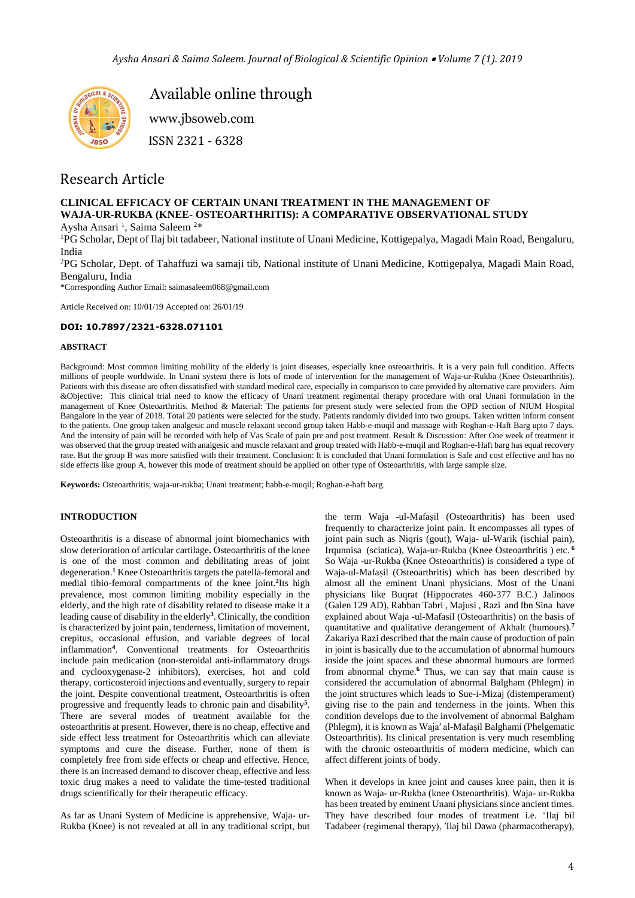Available online through

www.jbsoweb.com

ISSN 2321 - 6328

## Research Article

# CLINICAL EFFICACY OF CERTAIN UNANI TREATMENT IN THE MANAGEMENT OF WAJA-UR-RUKBA (KNEE- OSTEOARTHRITIS): A COMPARATIVE OBSERVATIONAL STUDY

Aysha Ansari [1], Saima Saleem [2]*

[1]PG Scholar, Dept of Ilaj bit tadabeer, National institute of Unani Medicine, Kottigepalya, Magadi Main Road, Bengaluru, India

[2]PG Scholar, Dept. of Tahaffuzi wa samaji tib, National institute of Unani Medicine, Kottigepalya, Magadi Main Road, Bengaluru, India

*Corresponding Author Email: saimasaleem068@gmail.com

Article Received on: 10/01/19 Accepted on: 26/01/19

**DOI: 10.7897/2321-6328.071101**

### ABSTRACT

Background: Most common limiting mobility of the elderly is joint diseases, especially knee osteoarthritis. It is a very pain full condition. Affects millions of people worldwide. In Unani system there is lots of mode of intervention for the management of Waja-ur-Rukba (Knee Osteoarthritis). Patients with this disease are often dissatisfied with standard medical care, especially in comparison to care provided by alternative care providers. Aim &Objective: This clinical trial need to know the efficacy of Unani treatment regimental therapy procedure with oral Unani formulation in the management of Knee Osteoarthritis. Method & Material: The patients for present study were selected from the OPD section of NIUM Hospital Bangalore in the year of 2018. Total 20 patients were selected for the study. Patients randomly divided into two groups. Taken written inform consent to the patients. One group taken analgesic and muscle relaxant second group taken Habb-e-muqil and massage with Roghan-e-Haft Barg upto 7 days. And the intensity of pain will be recorded with help of Vas Scale of pain pre and post treatment. Result & Discussion: After One week of treatment it was observed that the group treated with analgesic and muscle relaxant and group treated with Habb-e-muqil and Roghan-e-Haft barg has equal recovery rate. But the group B was more satisfied with their treatment. Conclusion: It is concluded that Unani formulation is Safe and cost effective and has no side effects like group A, however this mode of treatment should be applied on other type of Osteoarthritis, with large sample size.

**Keywords:** Osteoarthritis; waja-ur-rukba; Unani treatment; habb-e-muqil; Roghan-e-haft barg.

### INTRODUCTION

Osteoarthritis is a disease of abnormal joint biomechanics with slow deterioration of articular cartilage**.** Osteoarthritis of the knee is one of the most common and debilitating areas of joint degeneration.[1] Knee Osteoarthritis targets the patella-femoral and medial tibio-femoral compartments of the knee joint.[2]Its high prevalence, most common limiting mobility especially in the elderly, and the high rate of disability related to disease make it a leading cause of disability in the elderly[3]. Clinically, the condition is characterized by joint pain, tenderness, limitation of movement, crepitus, occasional effusion, and variable degrees of local inflammation[4]. Conventional treatments for Osteoarthritis include pain medication (non-steroidal anti-inflammatory drugs and cyclooxygenase-2 inhibitors), exercises, hot and cold therapy, corticosteroid injections and eventually, surgery to repair the joint. Despite conventional treatment, Osteoarthritis is often progressive and frequently leads to chronic pain and disability[5]. There are several modes of treatment available for the osteoarthritis at present. However, there is no cheap, effective and side effect less treatment for Osteoarthritis which can alleviate symptoms and cure the disease. Further, none of them is completely free from side effects or cheap and effective. Hence, there is an increased demand to discover cheap, effective and less toxic drug makes a need to validate the time-tested traditional drugs scientifically for their therapeutic efficacy.

As far as Unani System of Medicine is apprehensive, Waja- ur-Rukba (Knee) is not revealed at all in any traditional script, but the term Waja -ul-Mafaṣil (Osteoarthritis) has been used frequently to characterize joint pain. It encompasses all types of joint pain such as Niqris (gout), Waja- ul-Warik (ischial pain), Irqunnisa (sciatica), Waja-ur-Rukba (Knee Osteoarthritis ) etc. [6] So Waja -ur-Rukba (Knee Osteoarthritis) is considered a type of Waja-ul-Mafaṣil (Osteoarthritis) which has been described by almost all the eminent Unani physicians. Most of the Unani physicians like Buqrat (Hippocrates 460-377 B.C.) Jalinoos (Galen 129 AD), Rabban Tabri , Majusi , Razi and Ibn Sina have explained about Waja -ul-Mafasil (Osteoarthritis) on the basis of quantitative and qualitative derangement of Akhalt (humours).[7] Zakariya Razi described that the main cause of production of pain in joint is basically due to the accumulation of abnormal humours inside the joint spaces and these abnormal humours are formed from abnormal chyme.[6] Thus, we can say that main cause is considered the accumulation of abnormal Balgham (Phlegm) in the joint structures which leads to Sue-i-Mizaj (distemperament) giving rise to the pain and tenderness in the joints. When this condition develops due to the involvement of abnormal Balgham (Phlegm), it is known as Waja′ al-Mafaṣil Balghami (Phelgematic Osteoarthritis). Its clinical presentation is very much resembling with the chronic osteoarthritis of modern medicine, which can affect different joints of body.

When it develops in knee joint and causes knee pain, then it is known as Waja- ur-Rukba (knee Osteoarthritis). Waja- ur-Rukba has been treated by eminent Unani physicians since ancient times. They have described four modes of treatment i.e. 'Ilaj bil Tadabeer (regimenal therapy), ′Ilaj bil Dawa (pharmacotherapy),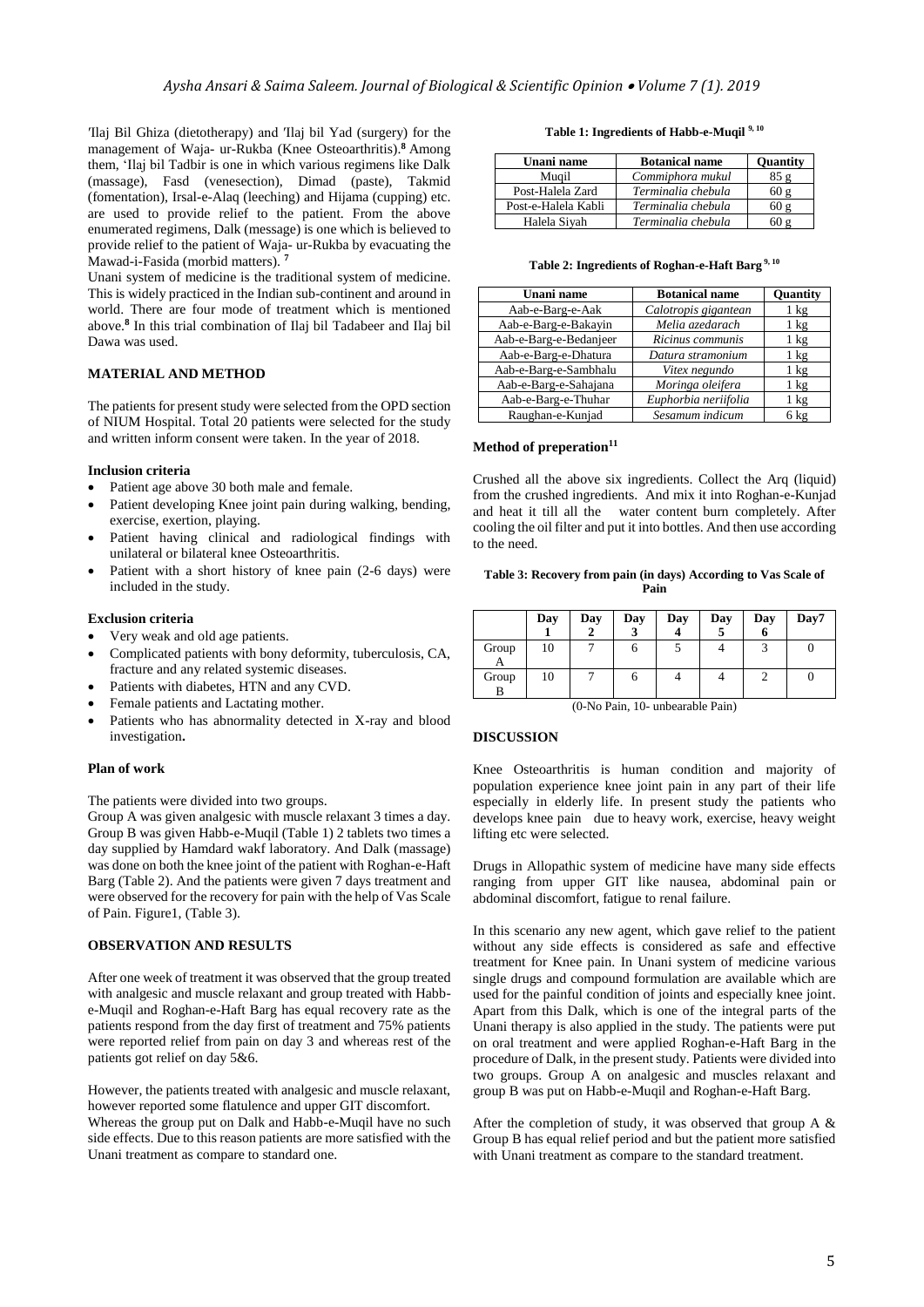'Ilaj Bil Ghiza (dietotherapy) and 'Ilaj bil Yad (surgery) for the management of Waja- ur-Rukba (Knee Osteoarthritis).[8] Among them, 'Ilaj bil Tadbir is one in which various regimens like Dalk (massage), Fasd (venesection), Dimad (paste), Takmid (fomentation), Irsal-e-Alaq (leeching) and Hijama (cupping) etc. are used to provide relief to the patient. From the above enumerated regimens, Dalk (message) is one which is believed to provide relief to the patient of Waja- ur-Rukba by evacuating the Mawad-i-Fasida (morbid matters). [7]

Unani system of medicine is the traditional system of medicine. This is widely practiced in the Indian sub-continent and around in world. There are four mode of treatment which is mentioned above.[8] In this trial combination of Ilaj bil Tadabeer and Ilaj bil Dawa was used.

## MATERIAL AND METHOD

The patients for present study were selected from the OPD section of NIUM Hospital. Total 20 patients were selected for the study and written inform consent were taken. In the year of 2018.

### Inclusion criteria

- Patient age above 30 both male and female.
- Patient developing Knee joint pain during walking, bending, exercise, exertion, playing.
- Patient having clinical and radiological findings with unilateral or bilateral knee Osteoarthritis.
- Patient with a short history of knee pain (2-6 days) were included in the study.

### Exclusion criteria

- Very weak and old age patients.
- Complicated patients with bony deformity, tuberculosis, CA, fracture and any related systemic diseases.
- Patients with diabetes, HTN and any CVD.
- Female patients and Lactating mother.
- Patients who has abnormality detected in X-ray and blood investigation**.**

### Plan of work

The patients were divided into two groups.

Group A was given analgesic with muscle relaxant 3 times a day. Group B was given Habb-e-Muqil (Table 1) 2 tablets two times a day supplied by Hamdard wakf laboratory. And Dalk (massage) was done on both the knee joint of the patient with Roghan-e-Haft Barg (Table 2). And the patients were given 7 days treatment and were observed for the recovery for pain with the help of Vas Scale of Pain. Figure1, (Table 3).

## OBSERVATION AND RESULTS

After one week of treatment it was observed that the group treated with analgesic and muscle relaxant and group treated with Habb-e-Muqil and Roghan-e-Haft Barg has equal recovery rate as the patients respond from the day first of treatment and 75% patients were reported relief from pain on day 3 and whereas rest of the patients got relief on day 5&6.

However, the patients treated with analgesic and muscle relaxant, however reported some flatulence and upper GIT discomfort.

Whereas the group put on Dalk and Habb-e-Muqil have no such side effects. Due to this reason patients are more satisfied with the Unani treatment as compare to standard one.

**Table 1: Ingredients of Habb-e-Muqil [9, 10]**

| Unani name | Botanical name | Quantity |
|---|---|---|
| Muqil | *Commiphora mukul* | 85 g |
| Post-Halela Zard | *Terminalia chebula* | 60 g |
| Post-e-Halela Kabli | *Terminalia chebula* | 60 g |
| Halela Siyah | *Terminalia chebula* | 60 g |

**Table 2: Ingredients of Roghan-e-Haft Barg [9, 10]**

| Unani name | Botanical name | Quantity |
|---|---|---|
| Aab-e-Barg-e-Aak | *Calotropis gigantean* | 1 kg |
| Aab-e-Barg-e-Bakayin | *Melia azedarach* | 1 kg |
| Aab-e-Barg-e-Bedanjeer | *Ricinus communis* | 1 kg |
| Aab-e-Barg-e-Dhatura | *Datura stramonium* | 1 kg |
| Aab-e-Barg-e-Sambhalu | *Vitex negundo* | 1 kg |
| Aab-e-Barg-e-Sahajana | *Moringa oleifera* | 1 kg |
| Aab-e-Barg-e-Thuhar | *Euphorbia neriifolia* | 1 kg |
| Raughan-e-Kunjad | *Sesamum indicum* | 6 kg |

### Method of preperation[11]

Crushed all the above six ingredients. Collect the Arq (liquid) from the crushed ingredients. And mix it into Roghan-e-Kunjad and heat it till all the water content burn completely. After cooling the oil filter and put it into bottles. And then use according to the need.

**Table 3: Recovery from pain (in days) According to Vas Scale of Pain**

| | Day 1 | Day 2 | Day 3 | Day 4 | Day 5 | Day 6 | Day7 |
|---|---|---|---|---|---|---|---|
| Group A | 10 | 7 | 6 | 5 | 4 | 3 | 0 |
| Group B | 10 | 7 | 6 | 4 | 4 | 2 | 0 |

(0-No Pain, 10- unbearable Pain)

## DISCUSSION

Knee Osteoarthritis is human condition and majority of population experience knee joint pain in any part of their life especially in elderly life. In present study the patients who develops knee pain due to heavy work, exercise, heavy weight lifting etc were selected.

Drugs in Allopathic system of medicine have many side effects ranging from upper GIT like nausea, abdominal pain or abdominal discomfort, fatigue to renal failure.

In this scenario any new agent, which gave relief to the patient without any side effects is considered as safe and effective treatment for Knee pain. In Unani system of medicine various single drugs and compound formulation are available which are used for the painful condition of joints and especially knee joint. Apart from this Dalk, which is one of the integral parts of the Unani therapy is also applied in the study. The patients were put on oral treatment and were applied Roghan-e-Haft Barg in the procedure of Dalk, in the present study. Patients were divided into two groups. Group A on analgesic and muscles relaxant and group B was put on Habb-e-Muqil and Roghan-e-Haft Barg.

After the completion of study, it was observed that group A & Group B has equal relief period and but the patient more satisfied with Unani treatment as compare to the standard treatment.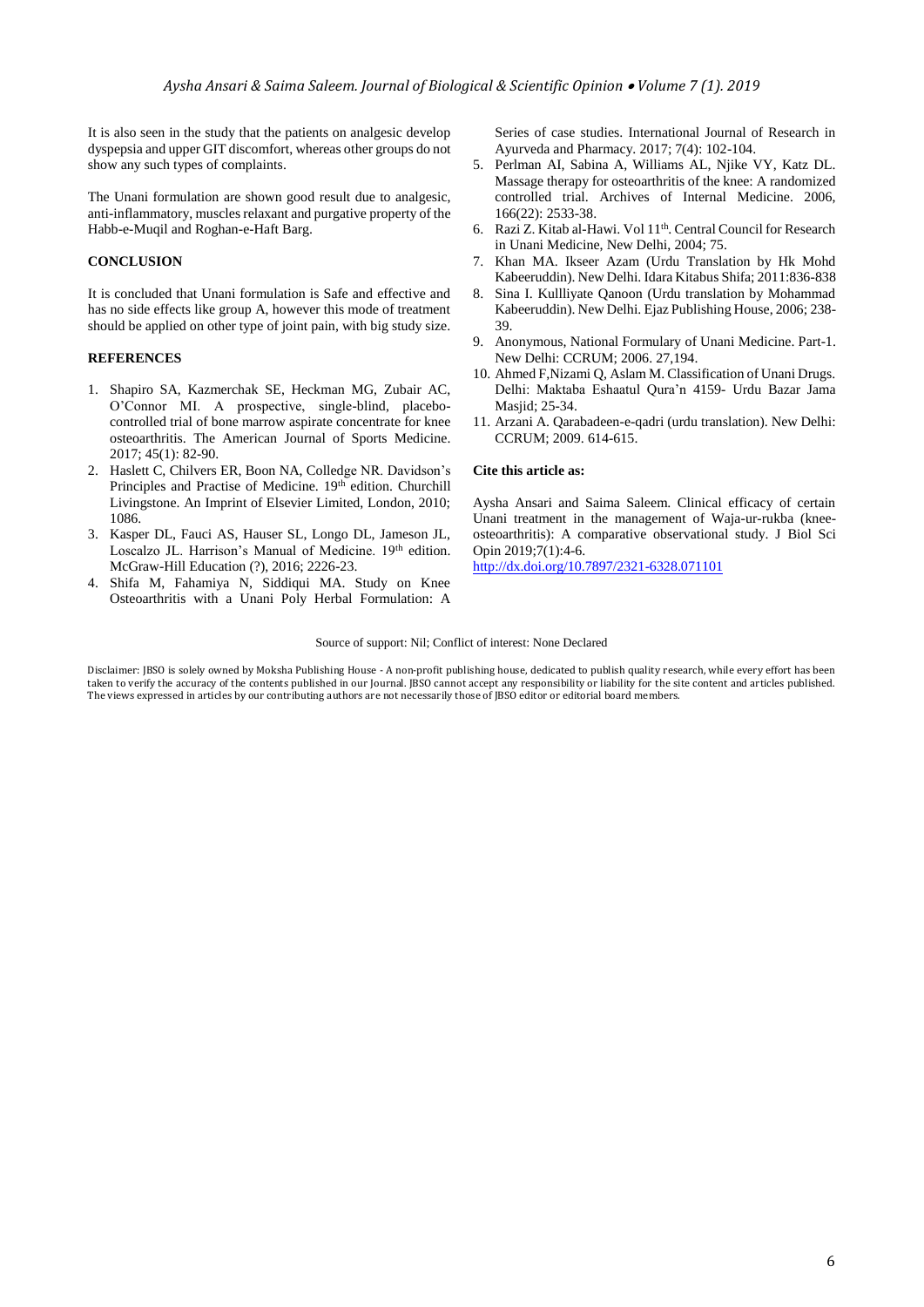It is also seen in the study that the patients on analgesic develop dyspepsia and upper GIT discomfort, whereas other groups do not show any such types of complaints.

The Unani formulation are shown good result due to analgesic, anti-inflammatory, muscles relaxant and purgative property of the Habb-e-Muqil and Roghan-e-Haft Barg.

## CONCLUSION

It is concluded that Unani formulation is Safe and effective and has no side effects like group A, however this mode of treatment should be applied on other type of joint pain, with big study size.

## REFERENCES

1. Shapiro SA, Kazmerchak SE, Heckman MG, Zubair AC, O'Connor MI. A prospective, single-blind, placebo-controlled trial of bone marrow aspirate concentrate for knee osteoarthritis. The American Journal of Sports Medicine. 2017; 45(1): 82-90.
2. Haslett C, Chilvers ER, Boon NA, Colledge NR. Davidson's Principles and Practise of Medicine. 19th edition. Churchill Livingstone. An Imprint of Elsevier Limited, London, 2010; 1086.
3. Kasper DL, Fauci AS, Hauser SL, Longo DL, Jameson JL, Loscalzo JL. Harrison's Manual of Medicine. 19th edition. McGraw-Hill Education (?), 2016; 2226-23.
4. Shifa M, Fahamiya N, Siddiqui MA. Study on Knee Osteoarthritis with a Unani Poly Herbal Formulation: A Series of case studies. International Journal of Research in Ayurveda and Pharmacy. 2017; 7(4): 102-104.
5. Perlman AI, Sabina A, Williams AL, Njike VY, Katz DL. Massage therapy for osteoarthritis of the knee: A randomized controlled trial. Archives of Internal Medicine. 2006, 166(22): 2533-38.
6. Razi Z. Kitab al-Hawi. Vol 11th. Central Council for Research in Unani Medicine, New Delhi, 2004; 75.
7. Khan MA. Ikseer Azam (Urdu Translation by Hk Mohd Kabeeruddin). New Delhi. Idara Kitabus Shifa; 2011:836-838
8. Sina I. Kullliyate Qanoon (Urdu translation by Mohammad Kabeeruddin). New Delhi. Ejaz Publishing House, 2006; 238-39.
9. Anonymous, National Formulary of Unani Medicine. Part-1. New Delhi: CCRUM; 2006. 27,194.
10. Ahmed F,Nizami Q, Aslam M. Classification of Unani Drugs. Delhi: Maktaba Eshaatul Qura'n 4159- Urdu Bazar Jama Masjid; 25-34.
11. Arzani A. Qarabadeen-e-qadri (urdu translation). New Delhi: CCRUM; 2009. 614-615.

**Cite this article as:**

Aysha Ansari and Saima Saleem. Clinical efficacy of certain Unani treatment in the management of Waja-ur-rukba (knee-osteoarthritis): A comparative observational study. J Biol Sci Opin 2019;7(1):4-6.
http://dx.doi.org/10.7897/2321-6328.071101

Source of support: Nil; Conflict of interest: None Declared

Disclaimer: JBSO is solely owned by Moksha Publishing House - A non-profit publishing house, dedicated to publish quality research, while every effort has been taken to verify the accuracy of the contents published in our Journal. JBSO cannot accept any responsibility or liability for the site content and articles published. The views expressed in articles by our contributing authors are not necessarily those of JBSO editor or editorial board members.